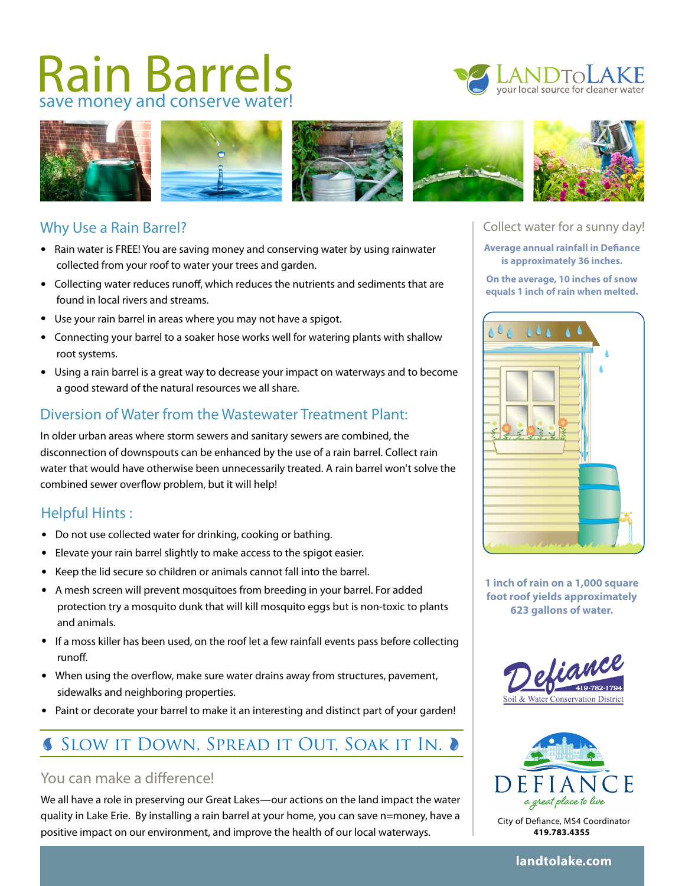# Rain Barrels

save money and conserve water!

LANDTOLAKE
your local source for cleaner water

## Why Use a Rain Barrel?

- Rain water is FREE! You are saving money and conserving water by using rainwater collected from your roof to water your trees and garden.
- Collecting water reduces runoff, which reduces the nutrients and sediments that are found in local rivers and streams.
- Use your rain barrel in areas where you may not have a spigot.
- Connecting your barrel to a soaker hose works well for watering plants with shallow root systems.
- Using a rain barrel is a great way to decrease your impact on waterways and to become a good steward of the natural resources we all share.

## Diversion of Water from the Wastewater Treatment Plant:

In older urban areas where storm sewers and sanitary sewers are combined, the disconnection of downspouts can be enhanced by the use of a rain barrel. Collect rain water that would have otherwise been unnecessarily treated. A rain barrel won't solve the combined sewer overflow problem, but it will help!

## Helpful Hints :

- Do not use collected water for drinking, cooking or bathing.
- Elevate your rain barrel slightly to make access to the spigot easier.
- Keep the lid secure so children or animals cannot fall into the barrel.
- A mesh screen will prevent mosquitoes from breeding in your barrel. For added protection try a mosquito dunk that will kill mosquito eggs but is non-toxic to plants and animals.
- If a moss killer has been used, on the roof let a few rainfall events pass before collecting runoff.
- When using the overflow, make sure water drains away from structures, pavement, sidewalks and neighboring properties.
- Paint or decorate your barrel to make it an interesting and distinct part of your garden!

## Slow it Down, Spread it Out, Soak it In.

### You can make a difference!

We all have a role in preserving our Great Lakes—our actions on the land impact the water quality in Lake Erie. By installing a rain barrel at your home, you can save n=money, have a positive impact on our environment, and improve the health of our local waterways.

### Collect water for a sunny day!

**Average annual rainfall in Defiance is approximately 36 inches.**

**On the average, 10 inches of snow equals 1 inch of rain when melted.**

**1 inch of rain on a 1,000 square foot roof yields approximately 623 gallons of water.**

Defiance Soil & Water Conservation District
419-782-1794

DEFIANCE
a great place to live

City of Defiance, MS4 Coordinator
**419.783.4355**

**landtolake.com**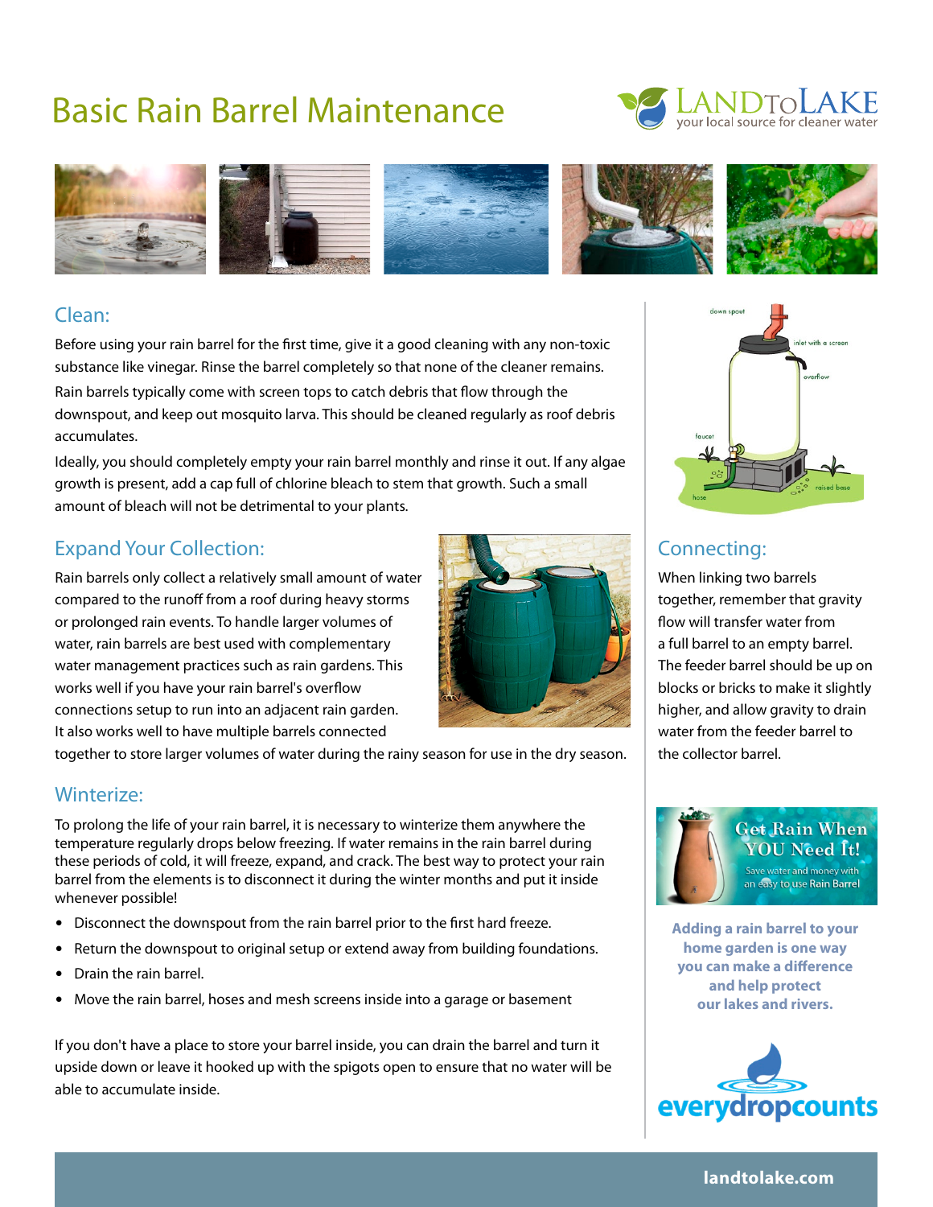# Basic Rain Barrel Maintenance

LANDTOLAKE
your local source for cleaner water

## Clean:

Before using your rain barrel for the first time, give it a good cleaning with any non-toxic substance like vinegar. Rinse the barrel completely so that none of the cleaner remains.

Rain barrels typically come with screen tops to catch debris that flow through the downspout, and keep out mosquito larva. This should be cleaned regularly as roof debris accumulates.

Ideally, you should completely empty your rain barrel monthly and rinse it out. If any algae growth is present, add a cap full of chlorine bleach to stem that growth. Such a small amount of bleach will not be detrimental to your plants.

## Expand Your Collection:

Rain barrels only collect a relatively small amount of water compared to the runoff from a roof during heavy storms or prolonged rain events. To handle larger volumes of water, rain barrels are best used with complementary water management practices such as rain gardens. This works well if you have your rain barrel's overflow connections setup to run into an adjacent rain garden. It also works well to have multiple barrels connected together to store larger volumes of water during the rainy season for use in the dry season.

## Winterize:

To prolong the life of your rain barrel, it is necessary to winterize them anywhere the temperature regularly drops below freezing. If water remains in the rain barrel during these periods of cold, it will freeze, expand, and crack. The best way to protect your rain barrel from the elements is to disconnect it during the winter months and put it inside whenever possible!

- Disconnect the downspout from the rain barrel prior to the first hard freeze.
- Return the downspout to original setup or extend away from building foundations.
- Drain the rain barrel.
- Move the rain barrel, hoses and mesh screens inside into a garage or basement

If you don't have a place to store your barrel inside, you can drain the barrel and turn it upside down or leave it hooked up with the spigots open to ensure that no water will be able to accumulate inside.

down spout
inlet with a screen
overflow
faucet
hose
raised base

## Connecting:

When linking two barrels together, remember that gravity flow will transfer water from a full barrel to an empty barrel. The feeder barrel should be up on blocks or bricks to make it slightly higher, and allow gravity to drain water from the feeder barrel to the collector barrel.

Get Rain When YOU Need It!
Save water and money with an easy to use Rain Barrel

**Adding a rain barrel to your home garden is one way you can make a difference and help protect our lakes and rivers.**

everydropcounts

**landtolake.com**